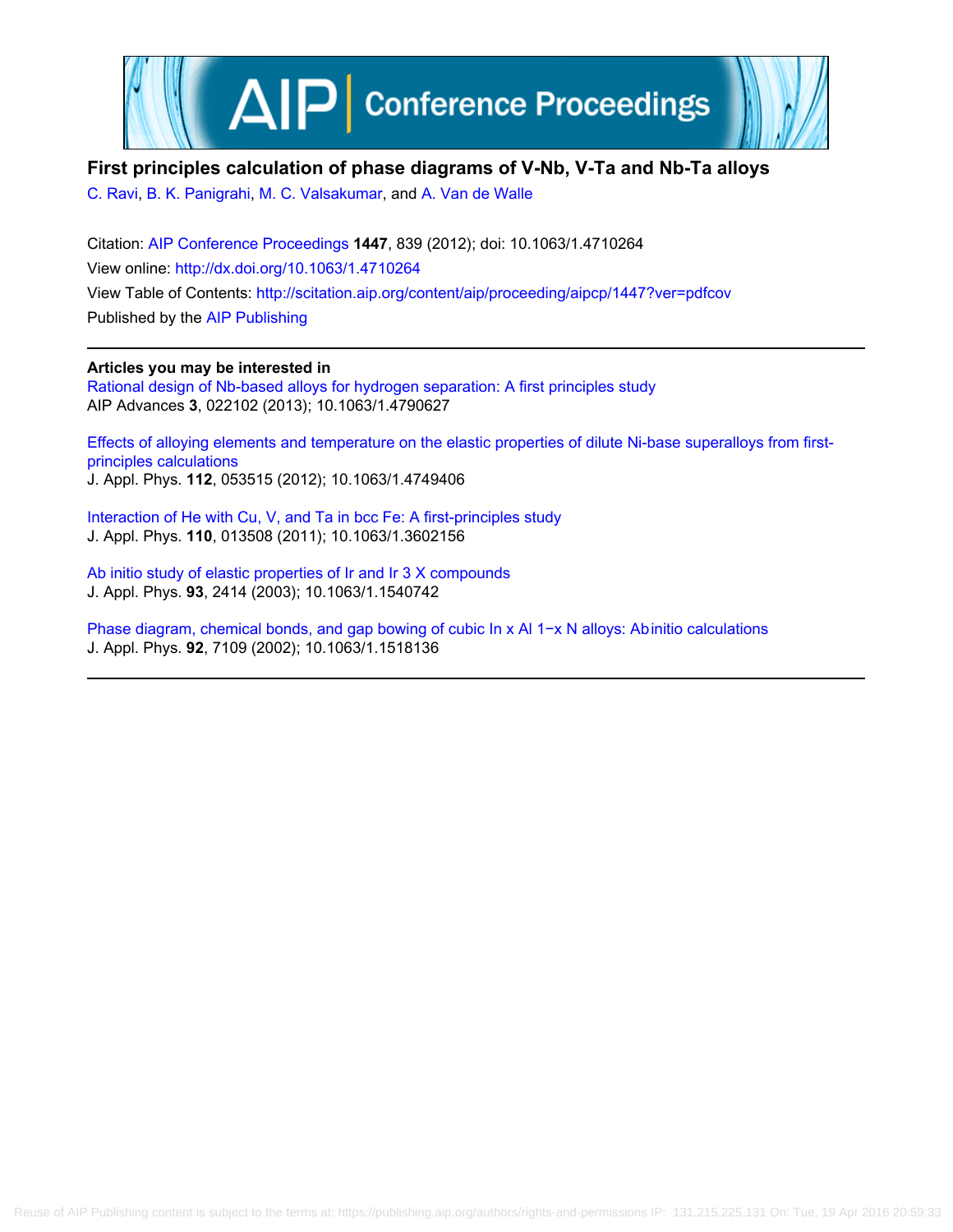# First principles calculation of phase diagrams of V-Nb, V-Ta and Nb-Ta alloys

C. Ravi, B. K. Panigrahi, M. C. Valsakumar, and A. Van de Walle

Citation: AIP Conference Proceedings **1447**, 839 (2012); doi: 10.1063/1.4710264

View online: http://dx.doi.org/10.1063/1.4710264

View Table of Contents: http://scitation.aip.org/content/aip/proceeding/aipcp/1447?ver=pdfcov

Published by the AIP Publishing

---

**Articles you may be interested in**

Rational design of Nb-based alloys for hydrogen separation: A first principles study
AIP Advances **3**, 022102 (2013); 10.1063/1.4790627

Effects of alloying elements and temperature on the elastic properties of dilute Ni-base superalloys from first-principles calculations
J. Appl. Phys. **112**, 053515 (2012); 10.1063/1.4749406

Interaction of He with Cu, V, and Ta in bcc Fe: A first-principles study
J. Appl. Phys. **110**, 013508 (2011); 10.1063/1.3602156

Ab initio study of elastic properties of Ir and Ir 3 X compounds
J. Appl. Phys. **93**, 2414 (2003); 10.1063/1.1540742

Phase diagram, chemical bonds, and gap bowing of cubic In x Al 1−x N alloys: Abinitio calculations
J. Appl. Phys. **92**, 7109 (2002); 10.1063/1.1518136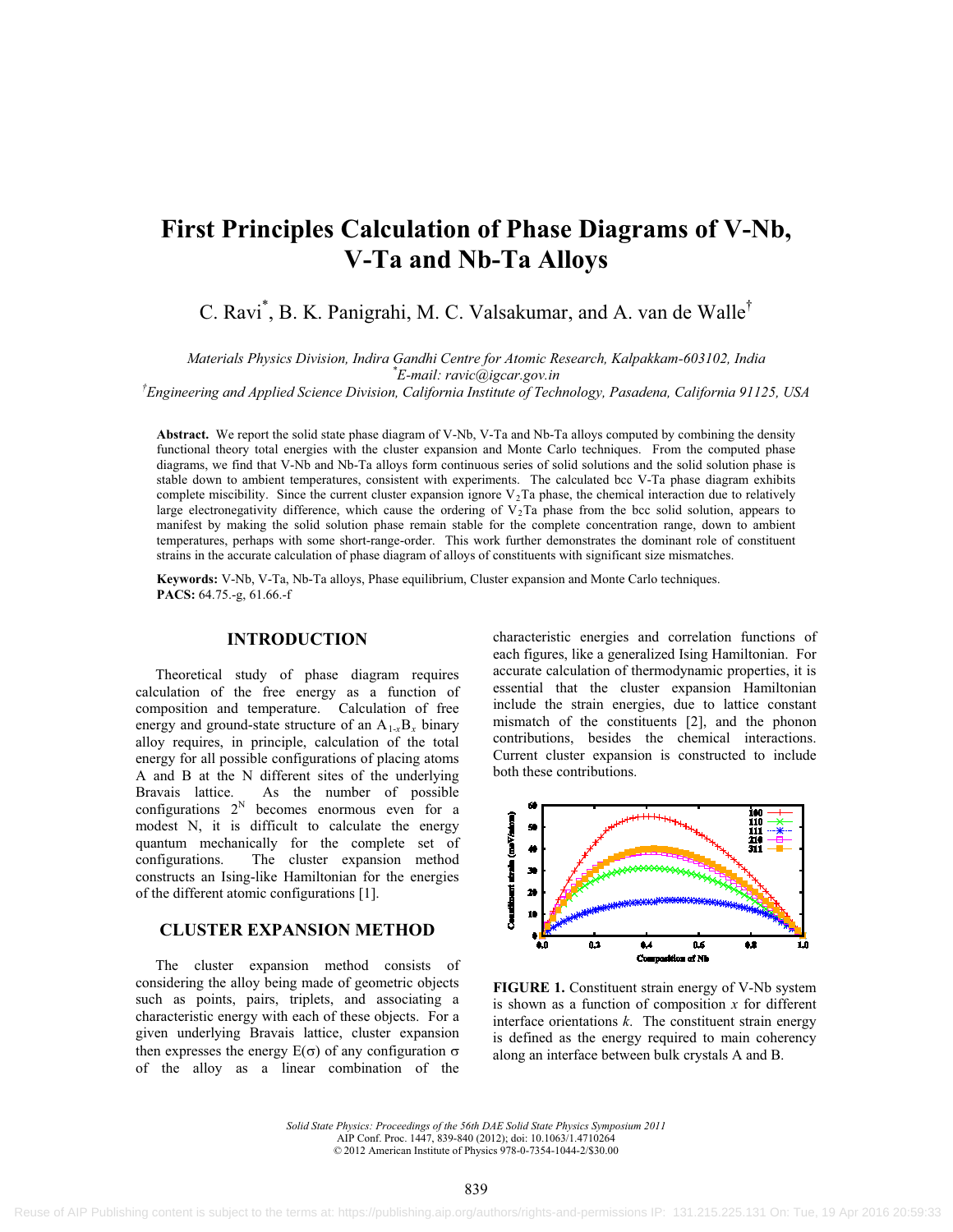# First Principles Calculation of Phase Diagrams of V-Nb, V-Ta and Nb-Ta Alloys

C. Ravi[*], B. K. Panigrahi, M. C. Valsakumar, and A. van de Walle[†]

*Materials Physics Division, Indira Gandhi Centre for Atomic Research, Kalpakkam-603102, India*
*[*]E-mail: ravic@igcar.gov.in*
*[†]Engineering and Applied Science Division, California Institute of Technology, Pasadena, California 91125, USA*

**Abstract.** We report the solid state phase diagram of V-Nb, V-Ta and Nb-Ta alloys computed by combining the density functional theory total energies with the cluster expansion and Monte Carlo techniques. From the computed phase diagrams, we find that V-Nb and Nb-Ta alloys form continuous series of solid solutions and the solid solution phase is stable down to ambient temperatures, consistent with experiments. The calculated bcc V-Ta phase diagram exhibits complete miscibility. Since the current cluster expansion ignore $V_2Ta$ phase, the chemical interaction due to relatively large electronegativity difference, which cause the ordering of $V_2Ta$ phase from the bcc solid solution, appears to manifest by making the solid solution phase remain stable for the complete concentration range, down to ambient temperatures, perhaps with some short-range-order. This work further demonstrates the dominant role of constituent strains in the accurate calculation of phase diagram of alloys of constituents with significant size mismatches.

**Keywords:** V-Nb, V-Ta, Nb-Ta alloys, Phase equilibrium, Cluster expansion and Monte Carlo techniques.
**PACS:** 64.75.-g, 61.66.-f

## INTRODUCTION

Theoretical study of phase diagram requires calculation of the free energy as a function of composition and temperature. Calculation of free energy and ground-state structure of an $A_{1-x}B_x$ binary alloy requires, in principle, calculation of the total energy for all possible configurations of placing atoms A and B at the N different sites of the underlying Bravais lattice. As the number of possible configurations $2^N$ becomes enormous even for a modest N, it is difficult to calculate the energy quantum mechanically for the complete set of configurations. The cluster expansion method constructs an Ising-like Hamiltonian for the energies of the different atomic configurations [1].

## CLUSTER EXPANSION METHOD

The cluster expansion method consists of considering the alloy being made of geometric objects such as points, pairs, triplets, and associating a characteristic energy with each of these objects. For a given underlying Bravais lattice, cluster expansion then expresses the energy $E(\sigma)$ of any configuration $\sigma$ of the alloy as a linear combination of the characteristic energies and correlation functions of each figures, like a generalized Ising Hamiltonian. For accurate calculation of thermodynamic properties, it is essential that the cluster expansion Hamiltonian include the strain energies, due to lattice constant mismatch of the constituents [2], and the phonon contributions, besides the chemical interactions. Current cluster expansion is constructed to include both these contributions.

**FIGURE 1.** Constituent strain energy of V-Nb system is shown as a function of composition $x$ for different interface orientations $k$. The constituent strain energy is defined as the energy required to main coherency along an interface between bulk crystals A and B.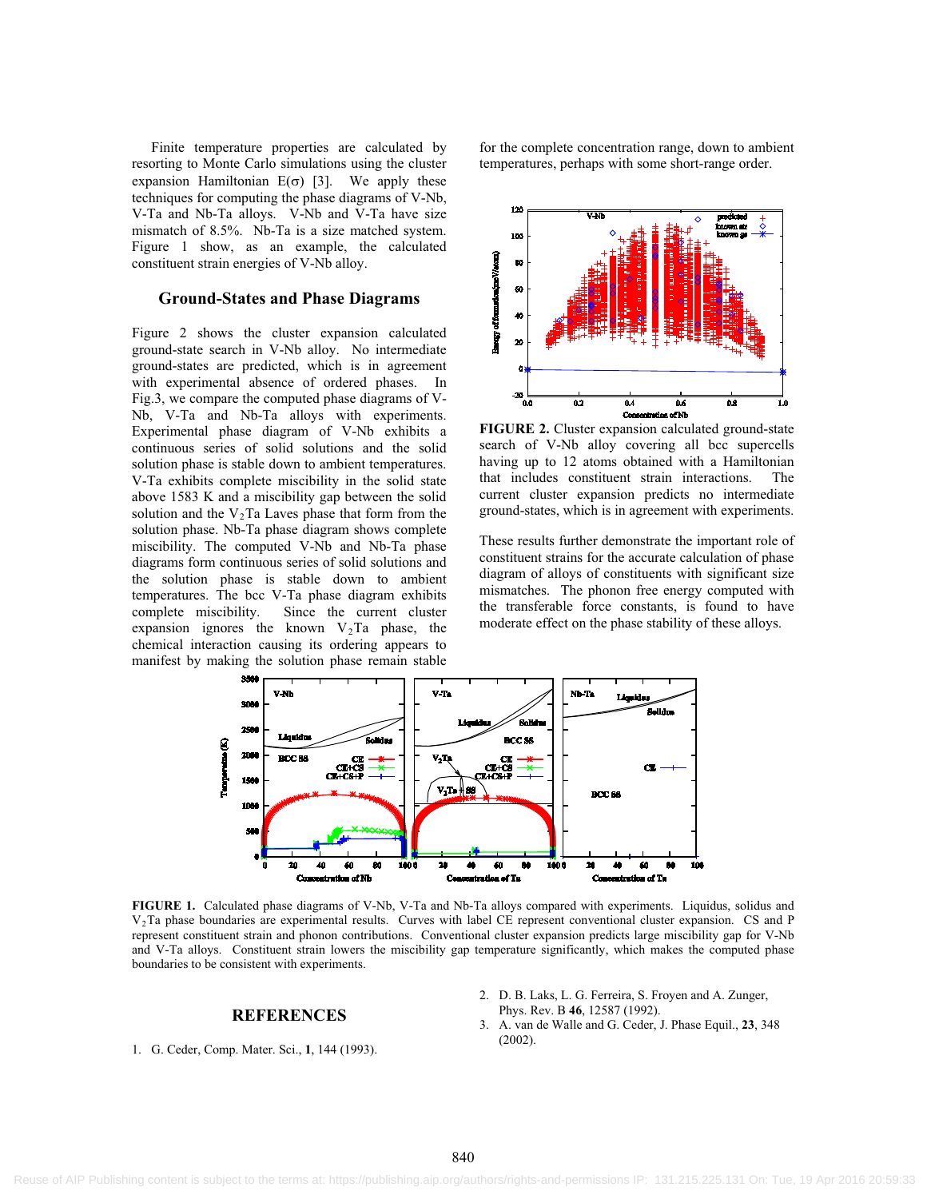Finite temperature properties are calculated by resorting to Monte Carlo simulations using the cluster expansion Hamiltonian E(σ) [3]. We apply these techniques for computing the phase diagrams of V-Nb, V-Ta and Nb-Ta alloys. V-Nb and V-Ta have size mismatch of 8.5%. Nb-Ta is a size matched system. Figure 1 show, as an example, the calculated constituent strain energies of V-Nb alloy.

## Ground-States and Phase Diagrams

Figure 2 shows the cluster expansion calculated ground-state search in V-Nb alloy. No intermediate ground-states are predicted, which is in agreement with experimental absence of ordered phases. In Fig.3, we compare the computed phase diagrams of V-Nb, V-Ta and Nb-Ta alloys with experiments. Experimental phase diagram of V-Nb exhibits a continuous series of solid solutions and the solid solution phase is stable down to ambient temperatures. V-Ta exhibits complete miscibility in the solid state above 1583 K and a miscibility gap between the solid solution and the $V_2Ta$ Laves phase that form from the solution phase. Nb-Ta phase diagram shows complete miscibility. The computed V-Nb and Nb-Ta phase diagrams form continuous series of solid solutions and the solution phase is stable down to ambient temperatures. The bcc V-Ta phase diagram exhibits complete miscibility. Since the current cluster expansion ignores the known $V_2Ta$ phase, the chemical interaction causing its ordering appears to manifest by making the solution phase remain stable for the complete concentration range, down to ambient temperatures, perhaps with some short-range order.

V-Nb
predicted
known str
known gs
Energy of formation (meV/atom)
Concentration of Nb

**FIGURE 2.** Cluster expansion calculated ground-state search of V-Nb alloy covering all bcc supercells having up to 12 atoms obtained with a Hamiltonian that includes constituent strain interactions. The current cluster expansion predicts no intermediate ground-states, which is in agreement with experiments.

These results further demonstrate the important role of constituent strains for the accurate calculation of phase diagram of alloys of constituents with significant size mismatches. The phonon free energy computed with the transferable force constants, is found to have moderate effect on the phase stability of these alloys.

V-Nb
Liquidus
Solidus
BCC SS
CE
CE+CS
CE+CS+P
V-Ta
$V_2Ta$
$V_2Ta + SS$
BCC SS
Nb-Ta
CE
Temperature (K)
Concentration of Nb
Concentration of Ta
Concentration of Ta

**FIGURE 1.** Calculated phase diagrams of V-Nb, V-Ta and Nb-Ta alloys compared with experiments. Liquidus, solidus and $V_2Ta$ phase boundaries are experimental results. Curves with label CE represent conventional cluster expansion. CS and P represent constituent strain and phonon contributions. Conventional cluster expansion predicts large miscibility gap for V-Nb and V-Ta alloys. Constituent strain lowers the miscibility gap temperature significantly, which makes the computed phase boundaries to be consistent with experiments.

## REFERENCES

1. G. Ceder, Comp. Mater. Sci., **1**, 144 (1993).
2. D. B. Laks, L. G. Ferreira, S. Froyen and A. Zunger, Phys. Rev. B **46**, 12587 (1992).
3. A. van de Walle and G. Ceder, J. Phase Equil., **23**, 348 (2002).